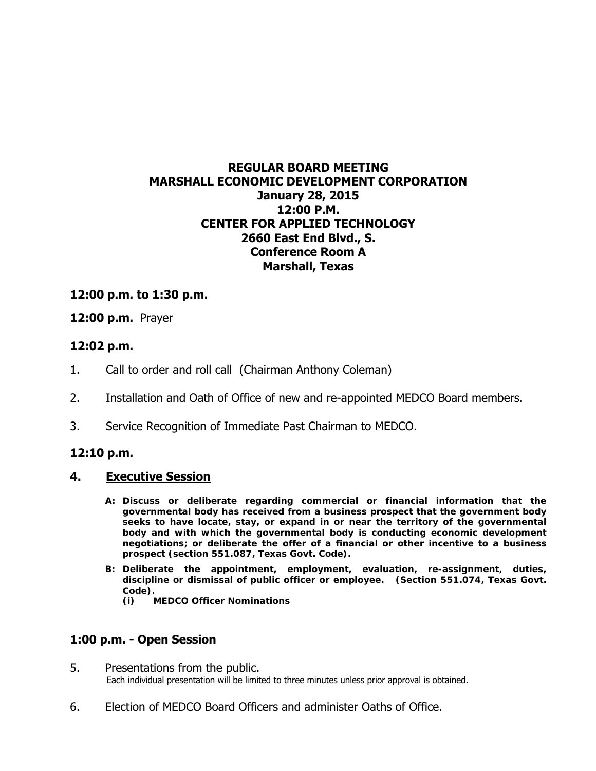**REGULAR BOARD MEETING**
**MARSHALL ECONOMIC DEVELOPMENT CORPORATION**
**January 28, 2015**
**12:00 P.M.**
**CENTER FOR APPLIED TECHNOLOGY**
**2660 East End Blvd., S.**
**Conference Room A**
**Marshall, Texas**

**12:00 p.m. to 1:30 p.m.**

**12:00 p.m.** Prayer

**12:02 p.m.**

1. Call to order and roll call (Chairman Anthony Coleman)

2. Installation and Oath of Office of new and re-appointed MEDCO Board members.

3. Service Recognition of Immediate Past Chairman to MEDCO.

**12:10 p.m.**

**4. Executive Session**

**A: Discuss or deliberate regarding commercial or financial information that the governmental body has received from a business prospect that the government body seeks to have locate, stay, or expand in or near the territory of the governmental body and with which the governmental body is conducting economic development negotiations; or deliberate the offer of a financial or other incentive to a business prospect (section 551.087, Texas Govt. Code).**

**B: Deliberate the appointment, employment, evaluation, re-assignment, duties, discipline or dismissal of public officer or employee. (Section 551.074, Texas Govt. Code).**

***(i) MEDCO Officer Nominations***

**1:00 p.m. - Open Session**

5. Presentations from the public.
Each individual presentation will be limited to three minutes unless prior approval is obtained.

6. Election of MEDCO Board Officers and administer Oaths of Office.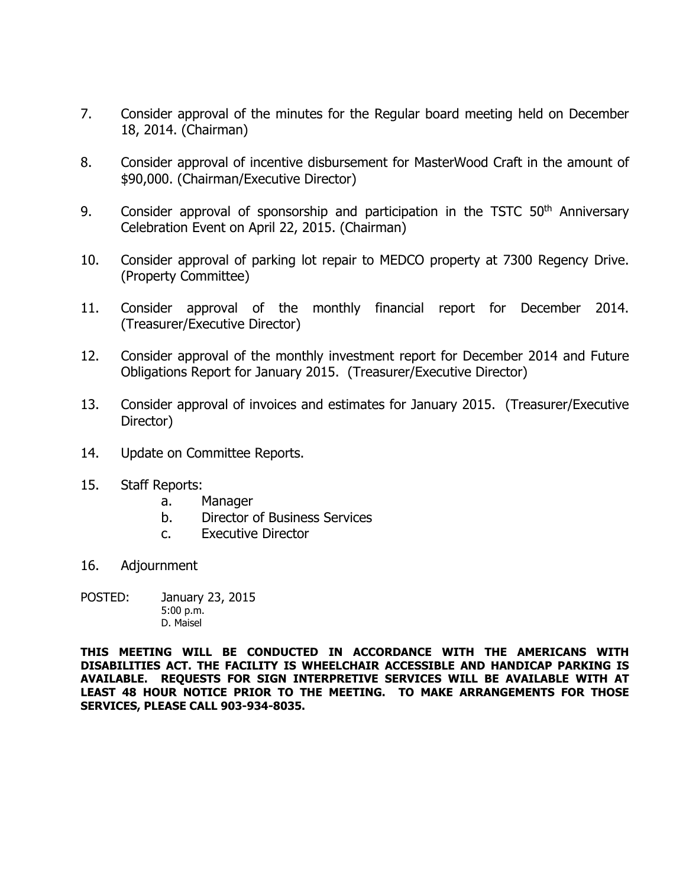7. Consider approval of the minutes for the Regular board meeting held on December 18, 2014. (Chairman)

8. Consider approval of incentive disbursement for MasterWood Craft in the amount of $90,000. (Chairman/Executive Director)

9. Consider approval of sponsorship and participation in the TSTC 50th Anniversary Celebration Event on April 22, 2015. (Chairman)

10. Consider approval of parking lot repair to MEDCO property at 7300 Regency Drive. (Property Committee)

11. Consider approval of the monthly financial report for December 2014. (Treasurer/Executive Director)

12. Consider approval of the monthly investment report for December 2014 and Future Obligations Report for January 2015. (Treasurer/Executive Director)

13. Consider approval of invoices and estimates for January 2015. (Treasurer/Executive Director)

14. Update on Committee Reports.

15. Staff Reports:
    a. Manager
    b. Director of Business Services
    c. Executive Director

16. Adjournment

POSTED: January 23, 2015
5:00 p.m.
D. Maisel

**THIS MEETING WILL BE CONDUCTED IN ACCORDANCE WITH THE AMERICANS WITH DISABILITIES ACT. THE FACILITY IS WHEELCHAIR ACCESSIBLE AND HANDICAP PARKING IS AVAILABLE. REQUESTS FOR SIGN INTERPRETIVE SERVICES WILL BE AVAILABLE WITH AT LEAST 48 HOUR NOTICE PRIOR TO THE MEETING. TO MAKE ARRANGEMENTS FOR THOSE SERVICES, PLEASE CALL 903-934-8035.**